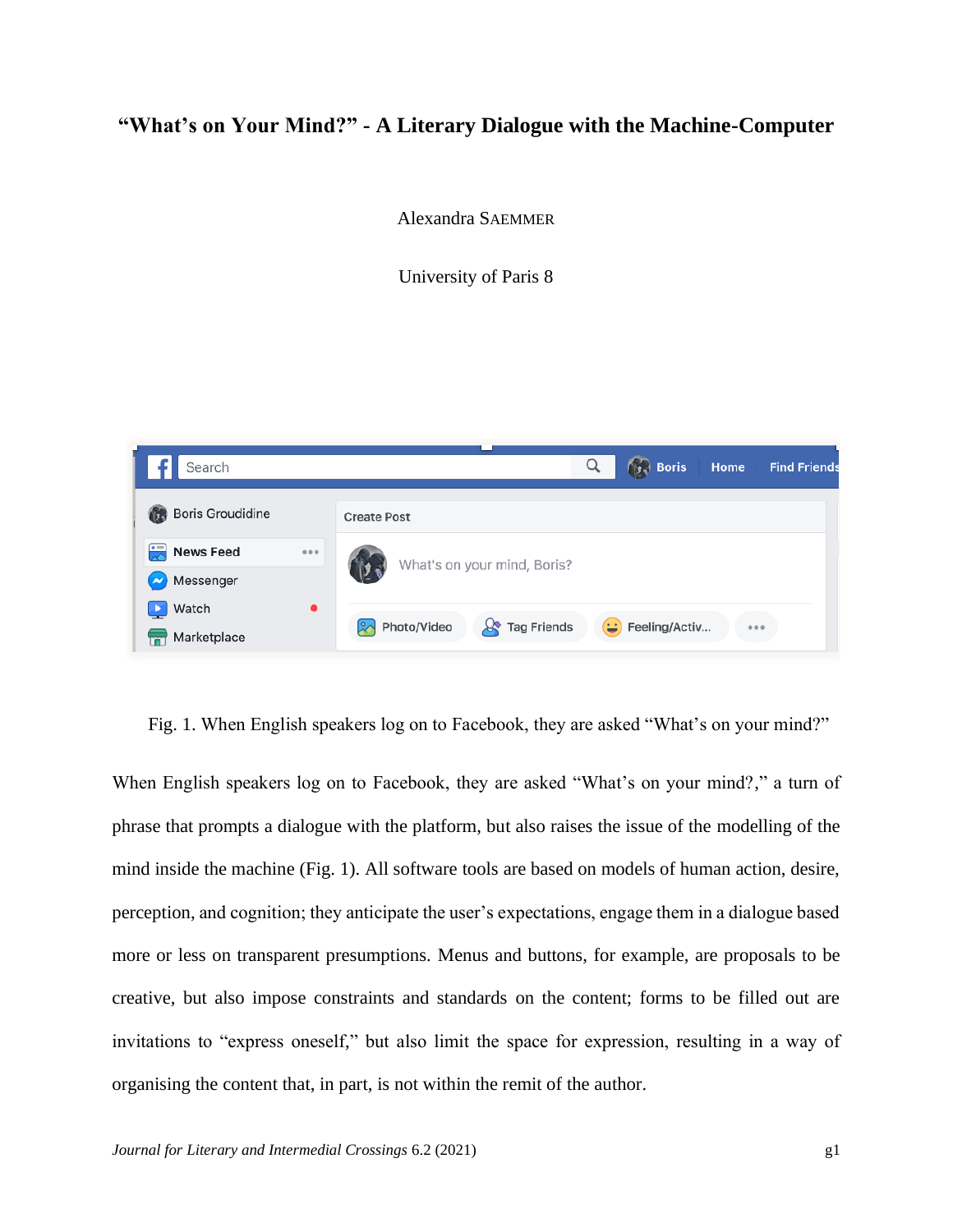# "What's on Your Mind?" - A Literary Dialogue with the Machine-Computer

Alexandra SAEMMER

University of Paris 8

Fig. 1. When English speakers log on to Facebook, they are asked "What's on your mind?"

When English speakers log on to Facebook, they are asked "What's on your mind?," a turn of phrase that prompts a dialogue with the platform, but also raises the issue of the modelling of the mind inside the machine (Fig. 1). All software tools are based on models of human action, desire, perception, and cognition; they anticipate the user's expectations, engage them in a dialogue based more or less on transparent presumptions. Menus and buttons, for example, are proposals to be creative, but also impose constraints and standards on the content; forms to be filled out are invitations to "express oneself," but also limit the space for expression, resulting in a way of organising the content that, in part, is not within the remit of the author.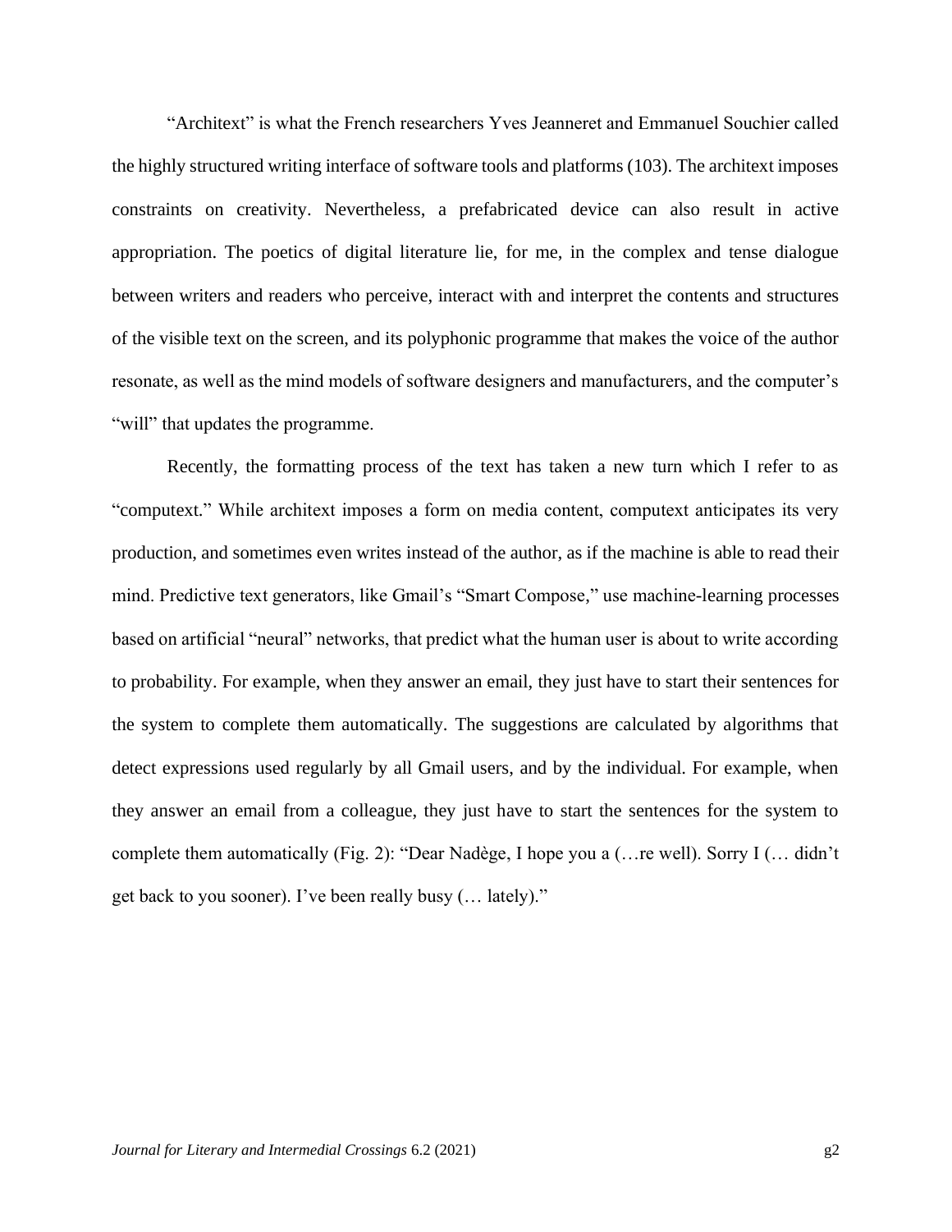"Architext" is what the French researchers Yves Jeanneret and Emmanuel Souchier called the highly structured writing interface of software tools and platforms (103). The architext imposes constraints on creativity. Nevertheless, a prefabricated device can also result in active appropriation. The poetics of digital literature lie, for me, in the complex and tense dialogue between writers and readers who perceive, interact with and interpret the contents and structures of the visible text on the screen, and its polyphonic programme that makes the voice of the author resonate, as well as the mind models of software designers and manufacturers, and the computer's "will" that updates the programme.

Recently, the formatting process of the text has taken a new turn which I refer to as "computext." While architext imposes a form on media content, computext anticipates its very production, and sometimes even writes instead of the author, as if the machine is able to read their mind. Predictive text generators, like Gmail's "Smart Compose," use machine-learning processes based on artificial "neural" networks, that predict what the human user is about to write according to probability. For example, when they answer an email, they just have to start their sentences for the system to complete them automatically. The suggestions are calculated by algorithms that detect expressions used regularly by all Gmail users, and by the individual. For example, when they answer an email from a colleague, they just have to start the sentences for the system to complete them automatically (Fig. 2): "Dear Nadège, I hope you a (…re well). Sorry I (… didn't get back to you sooner). I've been really busy (… lately)."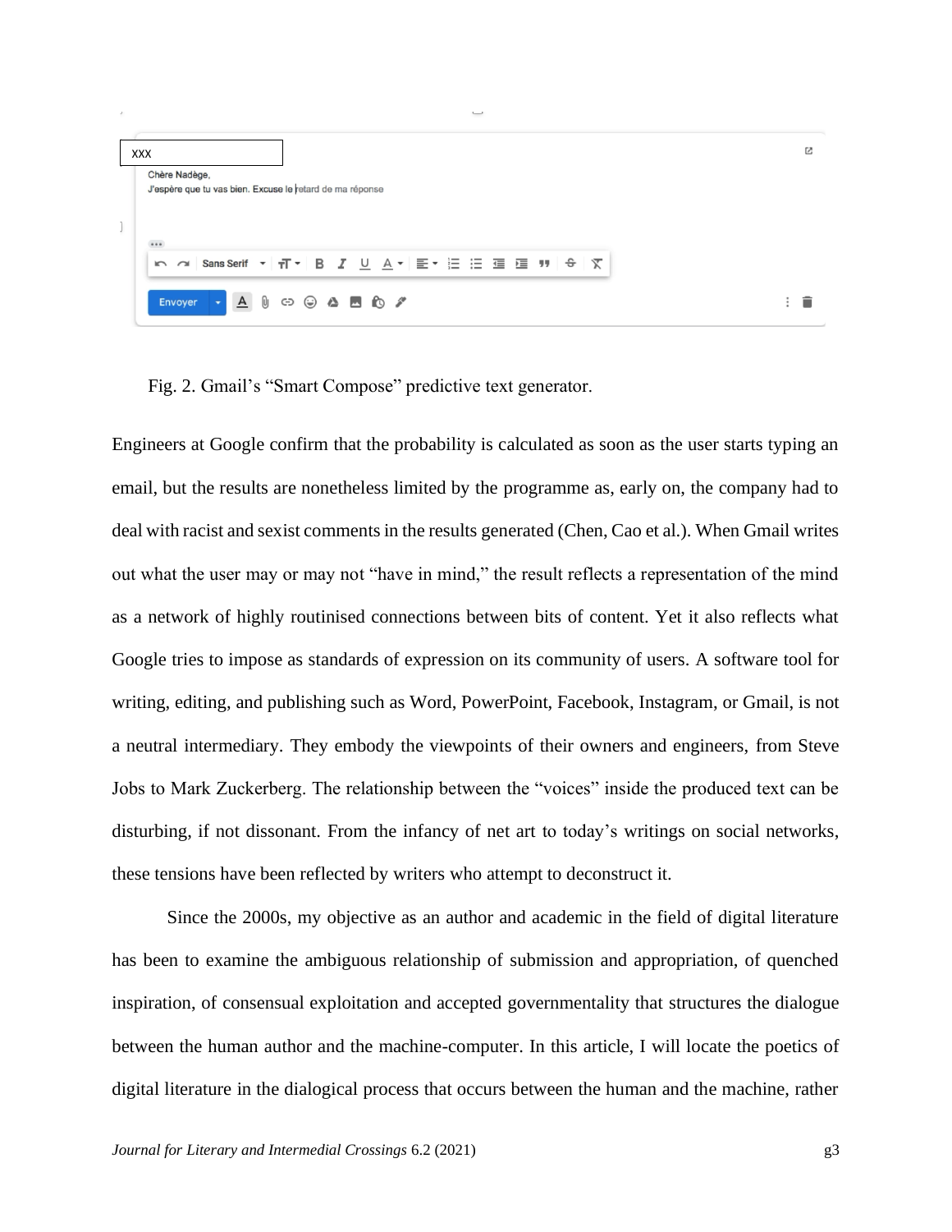Fig. 2. Gmail's "Smart Compose" predictive text generator.

Engineers at Google confirm that the probability is calculated as soon as the user starts typing an email, but the results are nonetheless limited by the programme as, early on, the company had to deal with racist and sexist comments in the results generated (Chen, Cao et al.). When Gmail writes out what the user may or may not "have in mind," the result reflects a representation of the mind as a network of highly routinised connections between bits of content. Yet it also reflects what Google tries to impose as standards of expression on its community of users. A software tool for writing, editing, and publishing such as Word, PowerPoint, Facebook, Instagram, or Gmail, is not a neutral intermediary. They embody the viewpoints of their owners and engineers, from Steve Jobs to Mark Zuckerberg. The relationship between the "voices" inside the produced text can be disturbing, if not dissonant. From the infancy of net art to today's writings on social networks, these tensions have been reflected by writers who attempt to deconstruct it.

Since the 2000s, my objective as an author and academic in the field of digital literature has been to examine the ambiguous relationship of submission and appropriation, of quenched inspiration, of consensual exploitation and accepted governmentality that structures the dialogue between the human author and the machine-computer. In this article, I will locate the poetics of digital literature in the dialogical process that occurs between the human and the machine, rather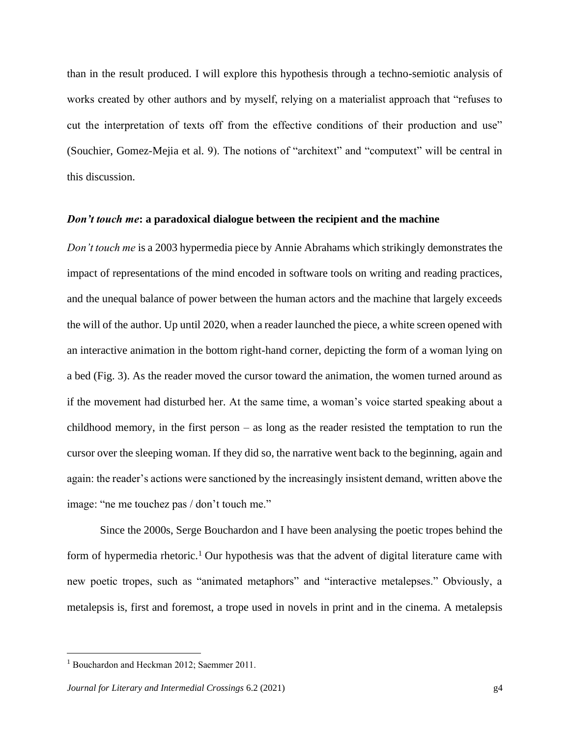than in the result produced. I will explore this hypothesis through a techno-semiotic analysis of works created by other authors and by myself, relying on a materialist approach that "refuses to cut the interpretation of texts off from the effective conditions of their production and use" (Souchier, Gomez-Mejia et al. 9). The notions of "architext" and "computext" will be central in this discussion.

## ***Don't touch me*: a paradoxical dialogue between the recipient and the machine**

*Don't touch me* is a 2003 hypermedia piece by Annie Abrahams which strikingly demonstrates the impact of representations of the mind encoded in software tools on writing and reading practices, and the unequal balance of power between the human actors and the machine that largely exceeds the will of the author. Up until 2020, when a reader launched the piece, a white screen opened with an interactive animation in the bottom right-hand corner, depicting the form of a woman lying on a bed (Fig. 3). As the reader moved the cursor toward the animation, the women turned around as if the movement had disturbed her. At the same time, a woman's voice started speaking about a childhood memory, in the first person – as long as the reader resisted the temptation to run the cursor over the sleeping woman. If they did so, the narrative went back to the beginning, again and again: the reader's actions were sanctioned by the increasingly insistent demand, written above the image: "ne me touchez pas / don't touch me."

Since the 2000s, Serge Bouchardon and I have been analysing the poetic tropes behind the form of hypermedia rhetoric.[1] Our hypothesis was that the advent of digital literature came with new poetic tropes, such as "animated metaphors" and "interactive metalepses." Obviously, a metalepsis is, first and foremost, a trope used in novels in print and in the cinema. A metalepsis

[1] Bouchardon and Heckman 2012; Saemmer 2011.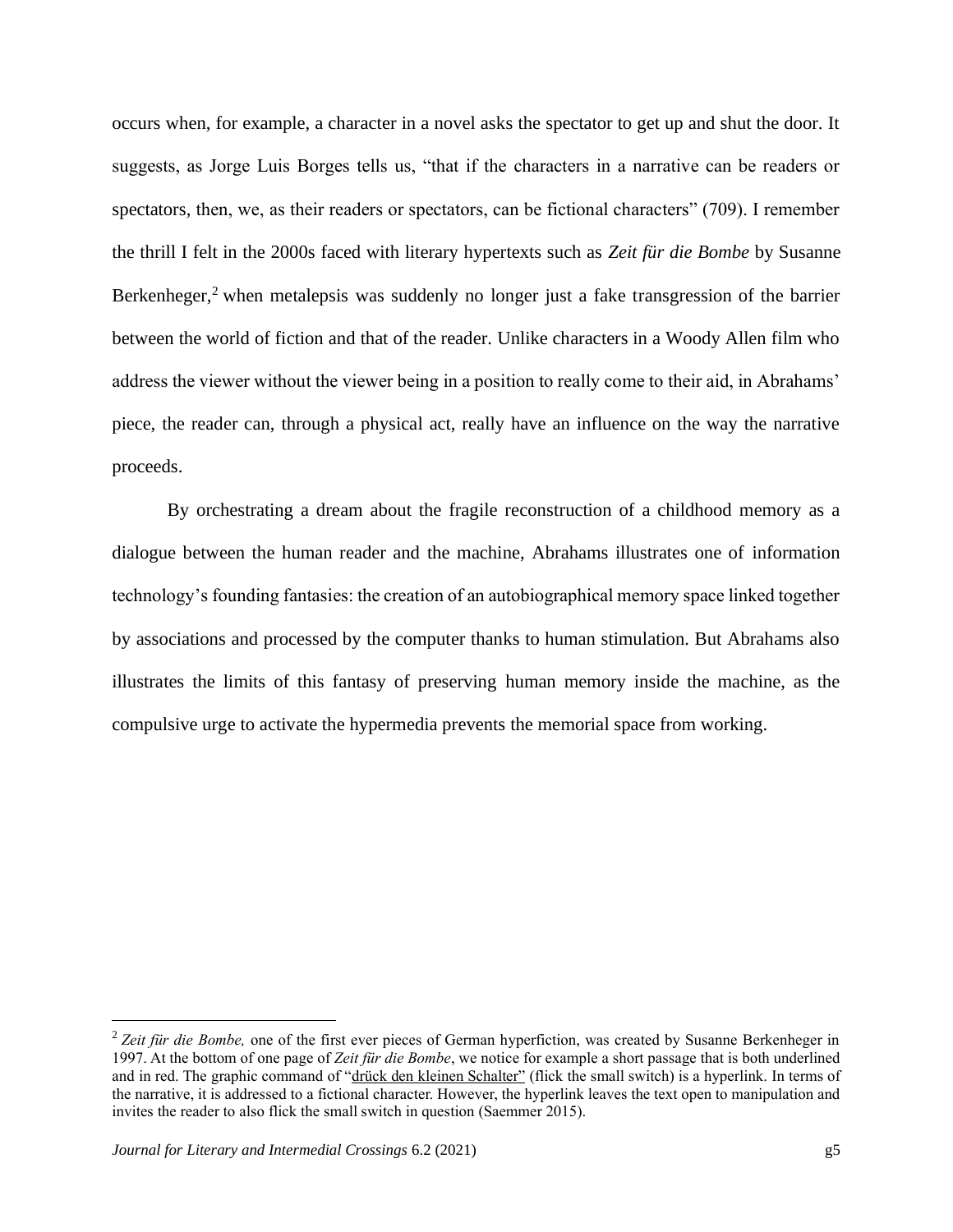occurs when, for example, a character in a novel asks the spectator to get up and shut the door. It suggests, as Jorge Luis Borges tells us, "that if the characters in a narrative can be readers or spectators, then, we, as their readers or spectators, can be fictional characters" (709). I remember the thrill I felt in the 2000s faced with literary hypertexts such as *Zeit für die Bombe* by Susanne Berkenheger,[2] when metalepsis was suddenly no longer just a fake transgression of the barrier between the world of fiction and that of the reader. Unlike characters in a Woody Allen film who address the viewer without the viewer being in a position to really come to their aid, in Abrahams' piece, the reader can, through a physical act, really have an influence on the way the narrative proceeds.

By orchestrating a dream about the fragile reconstruction of a childhood memory as a dialogue between the human reader and the machine, Abrahams illustrates one of information technology's founding fantasies: the creation of an autobiographical memory space linked together by associations and processed by the computer thanks to human stimulation. But Abrahams also illustrates the limits of this fantasy of preserving human memory inside the machine, as the compulsive urge to activate the hypermedia prevents the memorial space from working.

---

[2] *Zeit für die Bombe,* one of the first ever pieces of German hyperfiction, was created by Susanne Berkenheger in 1997. At the bottom of one page of *Zeit für die Bombe*, we notice for example a short passage that is both underlined and in red. The graphic command of "drück den kleinen Schalter" (flick the small switch) is a hyperlink. In terms of the narrative, it is addressed to a fictional character. However, the hyperlink leaves the text open to manipulation and invites the reader to also flick the small switch in question (Saemmer 2015).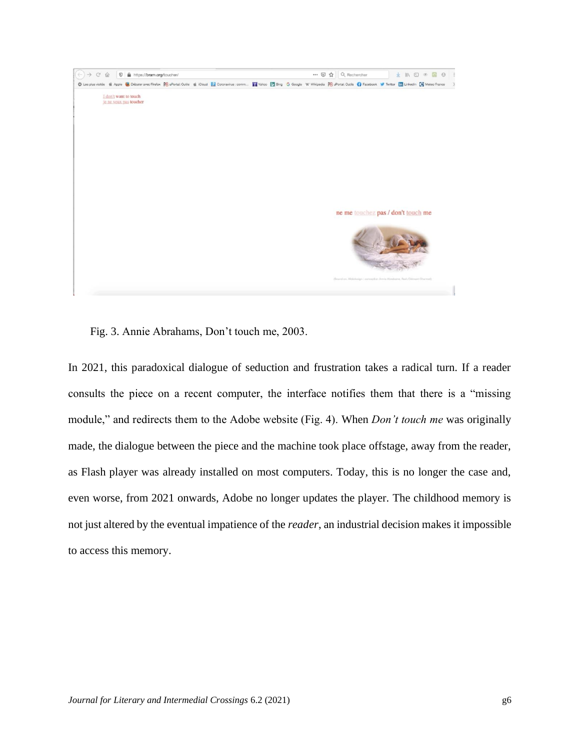Fig. 3. Annie Abrahams, Don't touch me, 2003.

In 2021, this paradoxical dialogue of seduction and frustration takes a radical turn. If a reader consults the piece on a recent computer, the interface notifies them that there is a "missing module," and redirects them to the Adobe website (Fig. 4). When *Don't touch me* was originally made, the dialogue between the piece and the machine took place offstage, away from the reader, as Flash player was already installed on most computers. Today, this is no longer the case and, even worse, from 2021 onwards, Adobe no longer updates the player. The childhood memory is not just altered by the eventual impatience of the *reader*, an industrial decision makes it impossible to access this memory.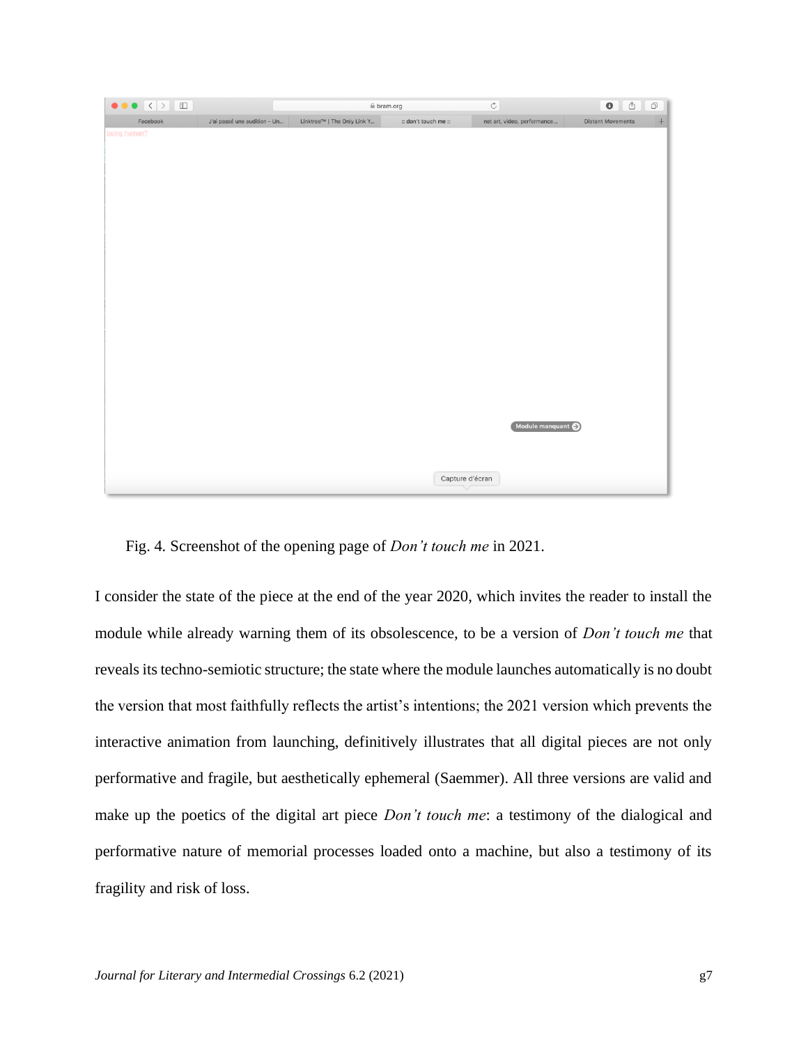Fig. 4. Screenshot of the opening page of *Don't touch me* in 2021.

I consider the state of the piece at the end of the year 2020, which invites the reader to install the module while already warning them of its obsolescence, to be a version of *Don't touch me* that reveals its techno-semiotic structure; the state where the module launches automatically is no doubt the version that most faithfully reflects the artist's intentions; the 2021 version which prevents the interactive animation from launching, definitively illustrates that all digital pieces are not only performative and fragile, but aesthetically ephemeral (Saemmer). All three versions are valid and make up the poetics of the digital art piece *Don't touch me*: a testimony of the dialogical and performative nature of memorial processes loaded onto a machine, but also a testimony of its fragility and risk of loss.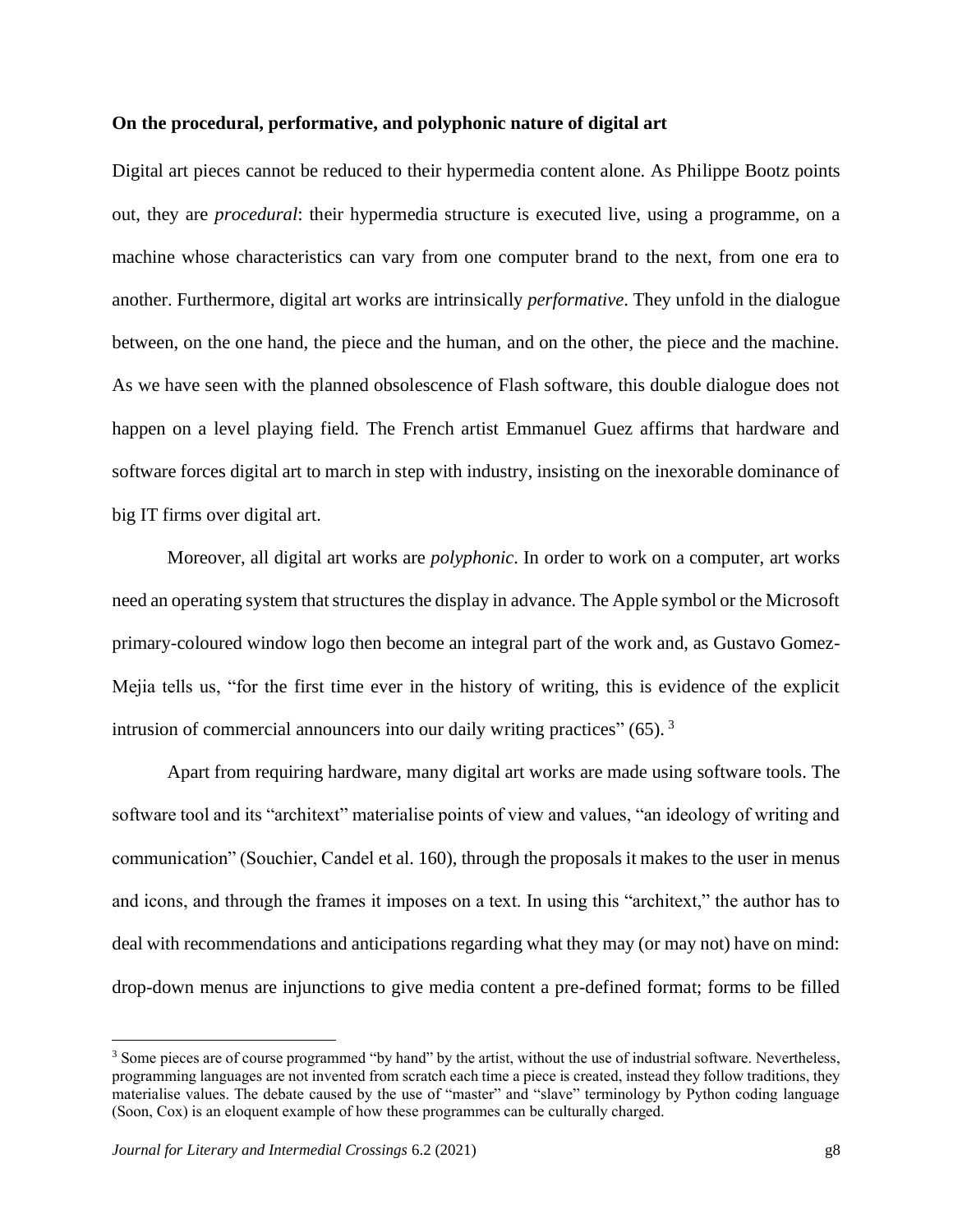**On the procedural, performative, and polyphonic nature of digital art**

Digital art pieces cannot be reduced to their hypermedia content alone. As Philippe Bootz points out, they are *procedural*: their hypermedia structure is executed live, using a programme, on a machine whose characteristics can vary from one computer brand to the next, from one era to another. Furthermore, digital art works are intrinsically *performative*. They unfold in the dialogue between, on the one hand, the piece and the human, and on the other, the piece and the machine. As we have seen with the planned obsolescence of Flash software, this double dialogue does not happen on a level playing field. The French artist Emmanuel Guez affirms that hardware and software forces digital art to march in step with industry, insisting on the inexorable dominance of big IT firms over digital art.

Moreover, all digital art works are *polyphonic*. In order to work on a computer, art works need an operating system that structures the display in advance. The Apple symbol or the Microsoft primary-coloured window logo then become an integral part of the work and, as Gustavo Gomez-Mejia tells us, "for the first time ever in the history of writing, this is evidence of the explicit intrusion of commercial announcers into our daily writing practices" (65). [3]

Apart from requiring hardware, many digital art works are made using software tools. The software tool and its "architext" materialise points of view and values, "an ideology of writing and communication" (Souchier, Candel et al. 160), through the proposals it makes to the user in menus and icons, and through the frames it imposes on a text. In using this "architext," the author has to deal with recommendations and anticipations regarding what they may (or may not) have on mind: drop-down menus are injunctions to give media content a pre-defined format; forms to be filled

[3] Some pieces are of course programmed "by hand" by the artist, without the use of industrial software. Nevertheless, programming languages are not invented from scratch each time a piece is created, instead they follow traditions, they materialise values. The debate caused by the use of "master" and "slave" terminology by Python coding language (Soon, Cox) is an eloquent example of how these programmes can be culturally charged.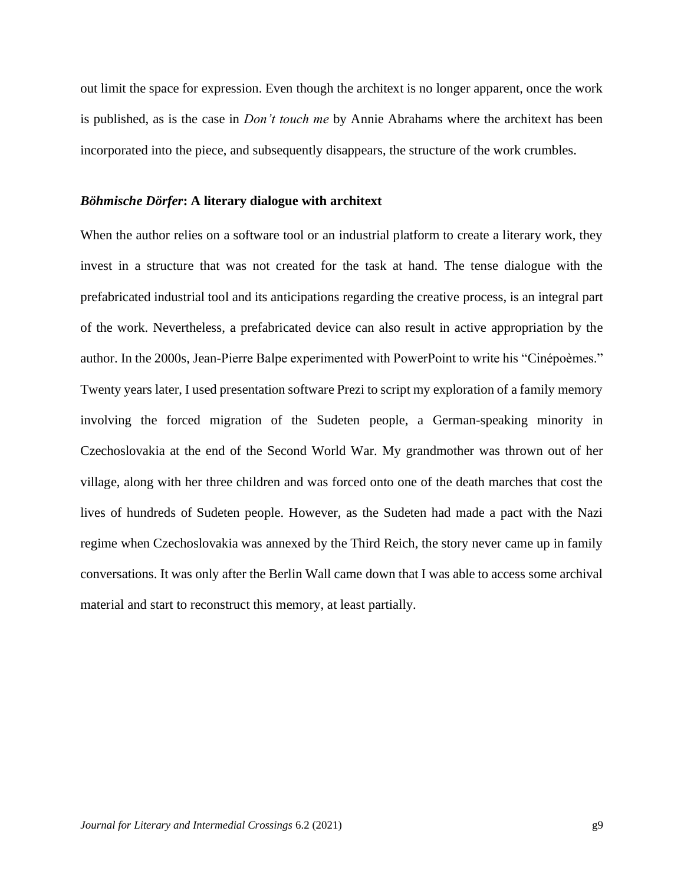out limit the space for expression. Even though the architext is no longer apparent, once the work is published, as is the case in *Don't touch me* by Annie Abrahams where the architext has been incorporated into the piece, and subsequently disappears, the structure of the work crumbles.

### ***Böhmische Dörfer*: A literary dialogue with architext**

When the author relies on a software tool or an industrial platform to create a literary work, they invest in a structure that was not created for the task at hand. The tense dialogue with the prefabricated industrial tool and its anticipations regarding the creative process, is an integral part of the work. Nevertheless, a prefabricated device can also result in active appropriation by the author. In the 2000s, Jean-Pierre Balpe experimented with PowerPoint to write his "Cinépoèmes." Twenty years later, I used presentation software Prezi to script my exploration of a family memory involving the forced migration of the Sudeten people, a German-speaking minority in Czechoslovakia at the end of the Second World War. My grandmother was thrown out of her village, along with her three children and was forced onto one of the death marches that cost the lives of hundreds of Sudeten people. However, as the Sudeten had made a pact with the Nazi regime when Czechoslovakia was annexed by the Third Reich, the story never came up in family conversations. It was only after the Berlin Wall came down that I was able to access some archival material and start to reconstruct this memory, at least partially.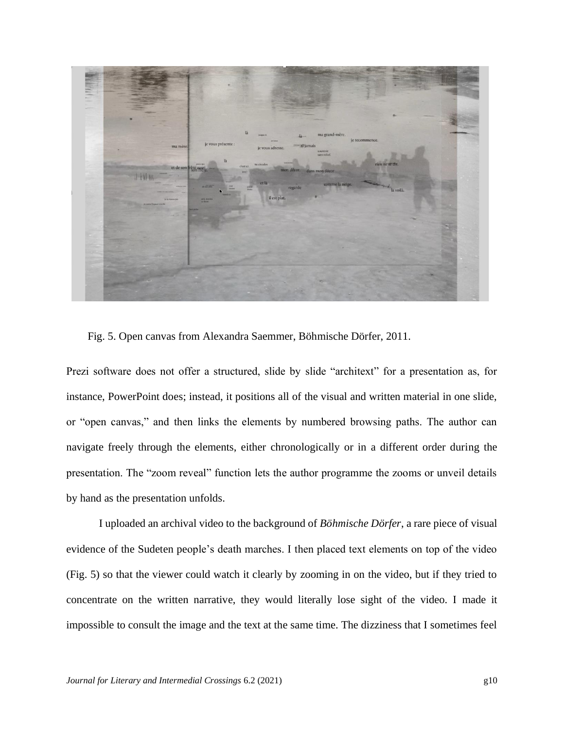Fig. 5. Open canvas from Alexandra Saemmer, Böhmische Dörfer, 2011.

Prezi software does not offer a structured, slide by slide "architext" for a presentation as, for instance, PowerPoint does; instead, it positions all of the visual and written material in one slide, or "open canvas," and then links the elements by numbered browsing paths. The author can navigate freely through the elements, either chronologically or in a different order during the presentation. The "zoom reveal" function lets the author programme the zooms or unveil details by hand as the presentation unfolds.

I uploaded an archival video to the background of *Böhmische Dörfer*, a rare piece of visual evidence of the Sudeten people's death marches. I then placed text elements on top of the video (Fig. 5) so that the viewer could watch it clearly by zooming in on the video, but if they tried to concentrate on the written narrative, they would literally lose sight of the video. I made it impossible to consult the image and the text at the same time. The dizziness that I sometimes feel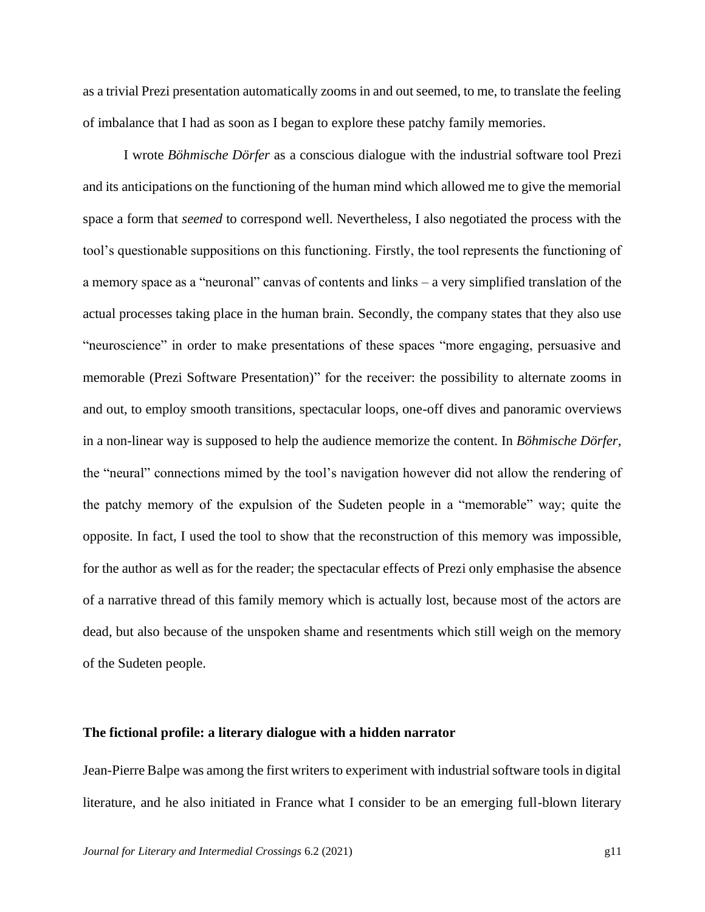as a trivial Prezi presentation automatically zooms in and out seemed, to me, to translate the feeling of imbalance that I had as soon as I began to explore these patchy family memories.

I wrote *Böhmische Dörfer* as a conscious dialogue with the industrial software tool Prezi and its anticipations on the functioning of the human mind which allowed me to give the memorial space a form that *seemed* to correspond well. Nevertheless, I also negotiated the process with the tool's questionable suppositions on this functioning. Firstly, the tool represents the functioning of a memory space as a "neuronal" canvas of contents and links – a very simplified translation of the actual processes taking place in the human brain. Secondly, the company states that they also use "neuroscience" in order to make presentations of these spaces "more engaging, persuasive and memorable (Prezi Software Presentation)" for the receiver: the possibility to alternate zooms in and out, to employ smooth transitions, spectacular loops, one-off dives and panoramic overviews in a non-linear way is supposed to help the audience memorize the content. In *Böhmische Dörfer*, the "neural" connections mimed by the tool's navigation however did not allow the rendering of the patchy memory of the expulsion of the Sudeten people in a "memorable" way; quite the opposite. In fact, I used the tool to show that the reconstruction of this memory was impossible, for the author as well as for the reader; the spectacular effects of Prezi only emphasise the absence of a narrative thread of this family memory which is actually lost, because most of the actors are dead, but also because of the unspoken shame and resentments which still weigh on the memory of the Sudeten people.

**The fictional profile: a literary dialogue with a hidden narrator**

Jean-Pierre Balpe was among the first writers to experiment with industrial software tools in digital literature, and he also initiated in France what I consider to be an emerging full-blown literary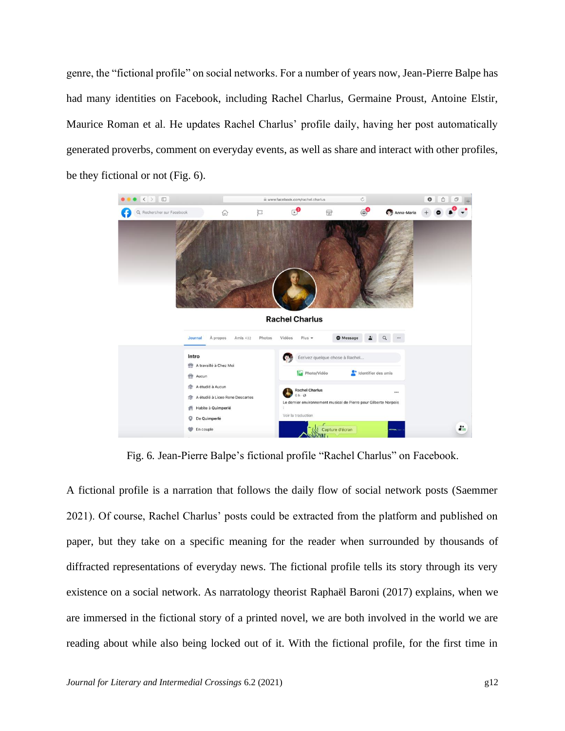genre, the "fictional profile" on social networks. For a number of years now, Jean-Pierre Balpe has had many identities on Facebook, including Rachel Charlus, Germaine Proust, Antoine Elstir, Maurice Roman et al. He updates Rachel Charlus' profile daily, having her post automatically generated proverbs, comment on everyday events, as well as share and interact with other profiles, be they fictional or not (Fig. 6).

Fig. 6. Jean-Pierre Balpe's fictional profile "Rachel Charlus" on Facebook.

A fictional profile is a narration that follows the daily flow of social network posts (Saemmer 2021). Of course, Rachel Charlus' posts could be extracted from the platform and published on paper, but they take on a specific meaning for the reader when surrounded by thousands of diffracted representations of everyday news. The fictional profile tells its story through its very existence on a social network. As narratology theorist Raphaël Baroni (2017) explains, when we are immersed in the fictional story of a printed novel, we are both involved in the world we are reading about while also being locked out of it. With the fictional profile, for the first time in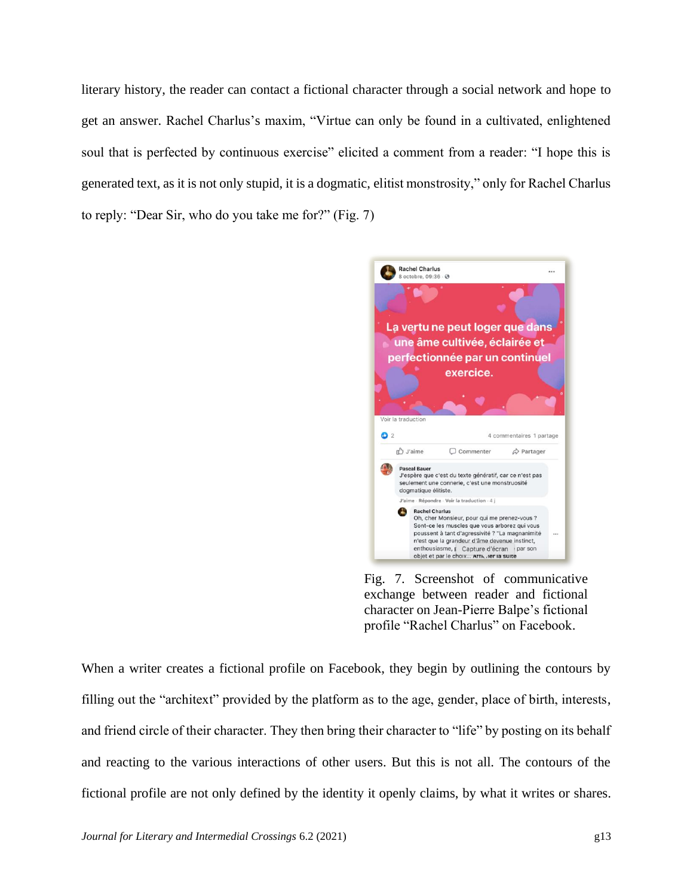literary history, the reader can contact a fictional character through a social network and hope to get an answer. Rachel Charlus's maxim, "Virtue can only be found in a cultivated, enlightened soul that is perfected by continuous exercise" elicited a comment from a reader: "I hope this is generated text, as it is not only stupid, it is a dogmatic, elitist monstrosity," only for Rachel Charlus to reply: "Dear Sir, who do you take me for?" (Fig. 7)

Fig. 7. Screenshot of communicative exchange between reader and fictional character on Jean-Pierre Balpe's fictional profile "Rachel Charlus" on Facebook.

When a writer creates a fictional profile on Facebook, they begin by outlining the contours by filling out the "architext" provided by the platform as to the age, gender, place of birth, interests, and friend circle of their character. They then bring their character to "life" by posting on its behalf and reacting to the various interactions of other users. But this is not all. The contours of the fictional profile are not only defined by the identity it openly claims, by what it writes or shares.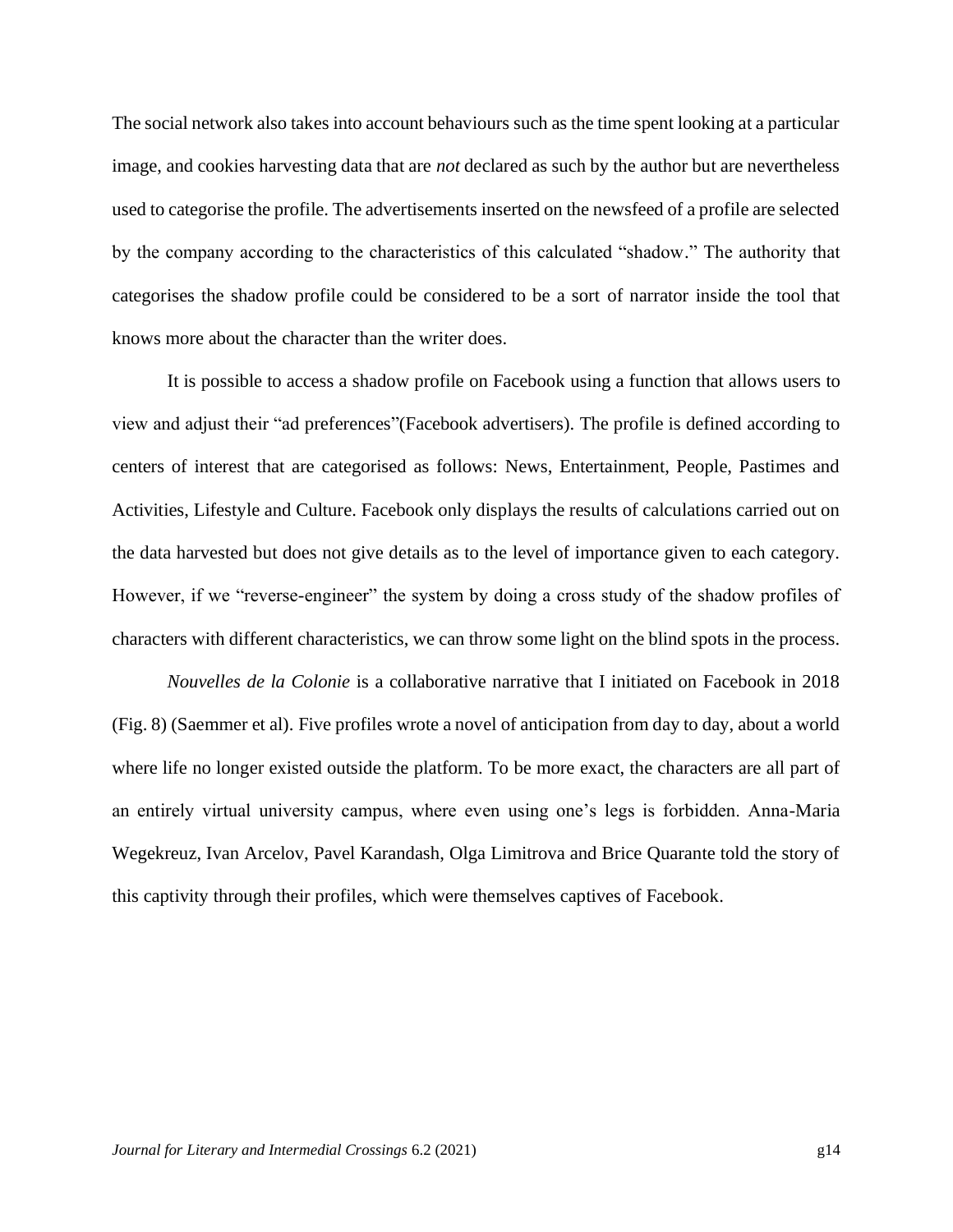The social network also takes into account behaviours such as the time spent looking at a particular image, and cookies harvesting data that are *not* declared as such by the author but are nevertheless used to categorise the profile. The advertisements inserted on the newsfeed of a profile are selected by the company according to the characteristics of this calculated "shadow." The authority that categorises the shadow profile could be considered to be a sort of narrator inside the tool that knows more about the character than the writer does.

It is possible to access a shadow profile on Facebook using a function that allows users to view and adjust their "ad preferences"(Facebook advertisers). The profile is defined according to centers of interest that are categorised as follows: News, Entertainment, People, Pastimes and Activities, Lifestyle and Culture. Facebook only displays the results of calculations carried out on the data harvested but does not give details as to the level of importance given to each category. However, if we "reverse-engineer" the system by doing a cross study of the shadow profiles of characters with different characteristics, we can throw some light on the blind spots in the process.

*Nouvelles de la Colonie* is a collaborative narrative that I initiated on Facebook in 2018 (Fig. 8) (Saemmer et al). Five profiles wrote a novel of anticipation from day to day, about a world where life no longer existed outside the platform. To be more exact, the characters are all part of an entirely virtual university campus, where even using one's legs is forbidden. Anna-Maria Wegekreuz, Ivan Arcelov, Pavel Karandash, Olga Limitrova and Brice Quarante told the story of this captivity through their profiles, which were themselves captives of Facebook.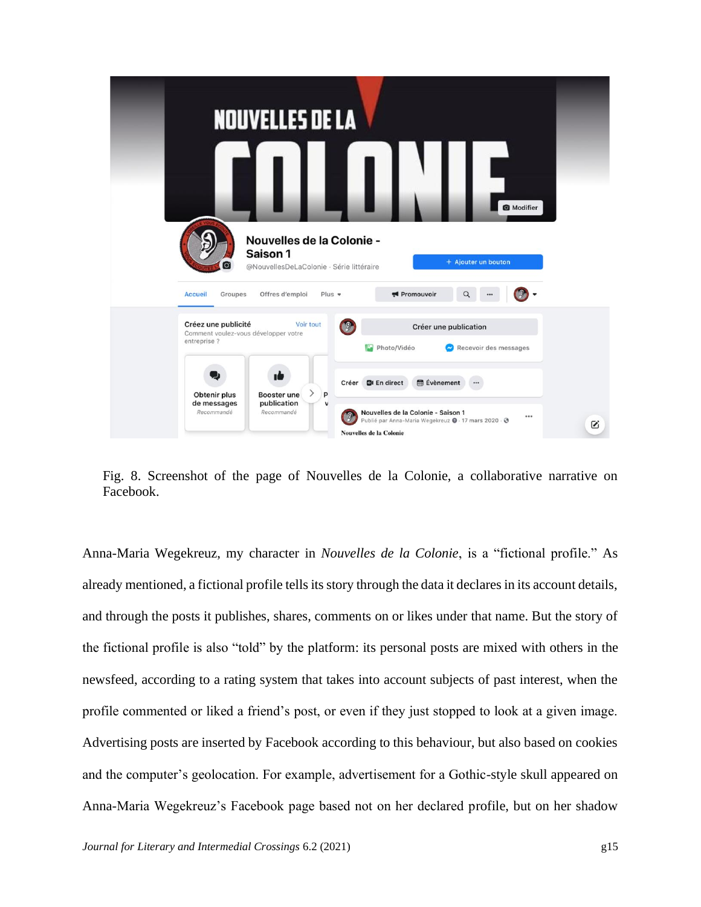Fig. 8. Screenshot of the page of Nouvelles de la Colonie, a collaborative narrative on Facebook.

Anna-Maria Wegekreuz, my character in *Nouvelles de la Colonie*, is a "fictional profile." As already mentioned, a fictional profile tells its story through the data it declares in its account details, and through the posts it publishes, shares, comments on or likes under that name. But the story of the fictional profile is also "told" by the platform: its personal posts are mixed with others in the newsfeed, according to a rating system that takes into account subjects of past interest, when the profile commented or liked a friend's post, or even if they just stopped to look at a given image. Advertising posts are inserted by Facebook according to this behaviour, but also based on cookies and the computer's geolocation. For example, advertisement for a Gothic-style skull appeared on Anna-Maria Wegekreuz's Facebook page based not on her declared profile, but on her shadow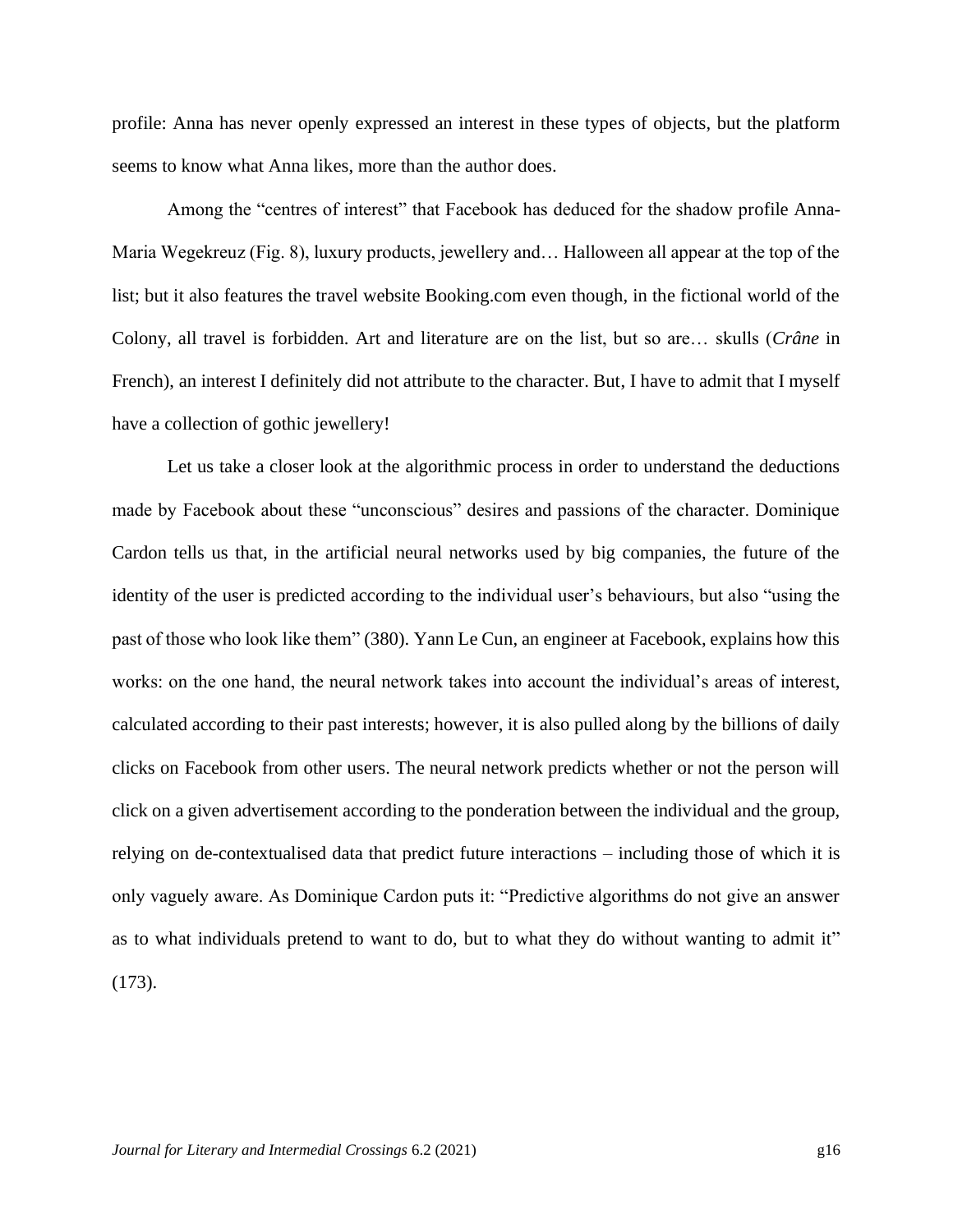profile: Anna has never openly expressed an interest in these types of objects, but the platform seems to know what Anna likes, more than the author does.

Among the "centres of interest" that Facebook has deduced for the shadow profile Anna-Maria Wegekreuz (Fig. 8), luxury products, jewellery and… Halloween all appear at the top of the list; but it also features the travel website Booking.com even though, in the fictional world of the Colony, all travel is forbidden. Art and literature are on the list, but so are… skulls (*Crâne* in French), an interest I definitely did not attribute to the character. But, I have to admit that I myself have a collection of gothic jewellery!

Let us take a closer look at the algorithmic process in order to understand the deductions made by Facebook about these "unconscious" desires and passions of the character. Dominique Cardon tells us that, in the artificial neural networks used by big companies, the future of the identity of the user is predicted according to the individual user's behaviours, but also "using the past of those who look like them" (380). Yann Le Cun, an engineer at Facebook, explains how this works: on the one hand, the neural network takes into account the individual's areas of interest, calculated according to their past interests; however, it is also pulled along by the billions of daily clicks on Facebook from other users. The neural network predicts whether or not the person will click on a given advertisement according to the ponderation between the individual and the group, relying on de-contextualised data that predict future interactions – including those of which it is only vaguely aware. As Dominique Cardon puts it: "Predictive algorithms do not give an answer as to what individuals pretend to want to do, but to what they do without wanting to admit it" (173).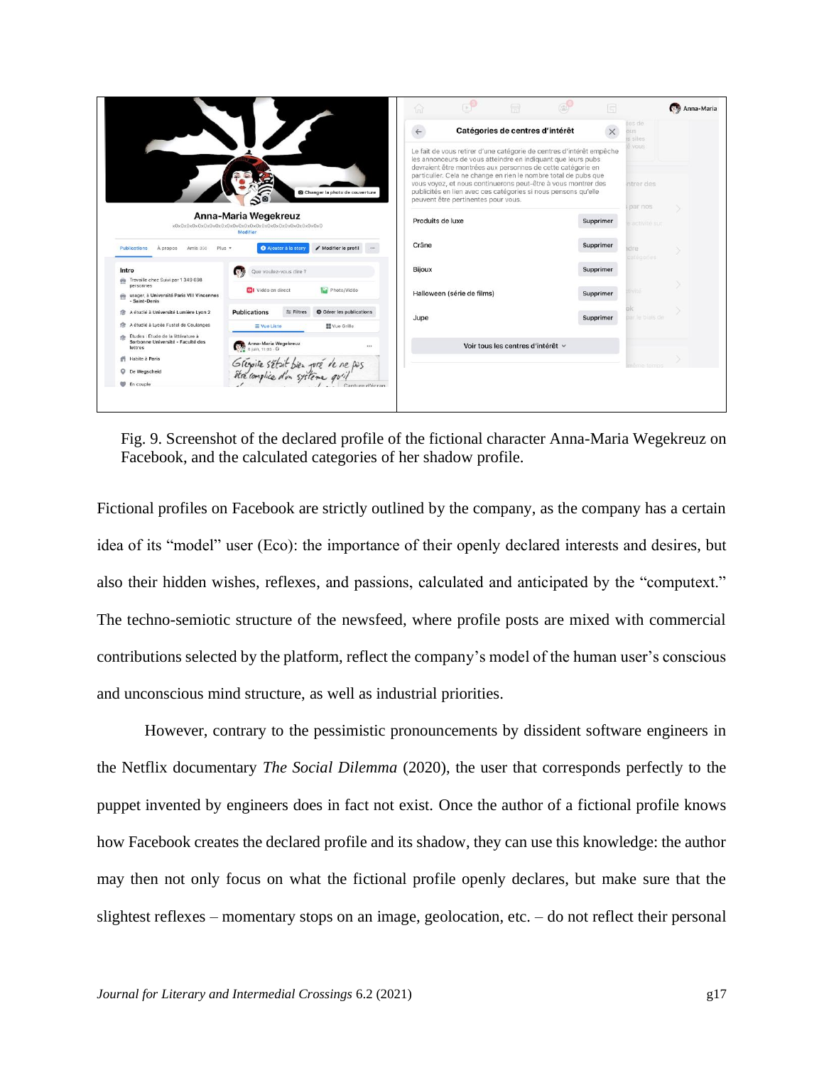Fig. 9. Screenshot of the declared profile of the fictional character Anna-Maria Wegekreuz on Facebook, and the calculated categories of her shadow profile.

Fictional profiles on Facebook are strictly outlined by the company, as the company has a certain idea of its "model" user (Eco): the importance of their openly declared interests and desires, but also their hidden wishes, reflexes, and passions, calculated and anticipated by the "computext." The techno-semiotic structure of the newsfeed, where profile posts are mixed with commercial contributions selected by the platform, reflect the company's model of the human user's conscious and unconscious mind structure, as well as industrial priorities.

However, contrary to the pessimistic pronouncements by dissident software engineers in the Netflix documentary *The Social Dilemma* (2020), the user that corresponds perfectly to the puppet invented by engineers does in fact not exist. Once the author of a fictional profile knows how Facebook creates the declared profile and its shadow, they can use this knowledge: the author may then not only focus on what the fictional profile openly declares, but make sure that the slightest reflexes – momentary stops on an image, geolocation, etc. – do not reflect their personal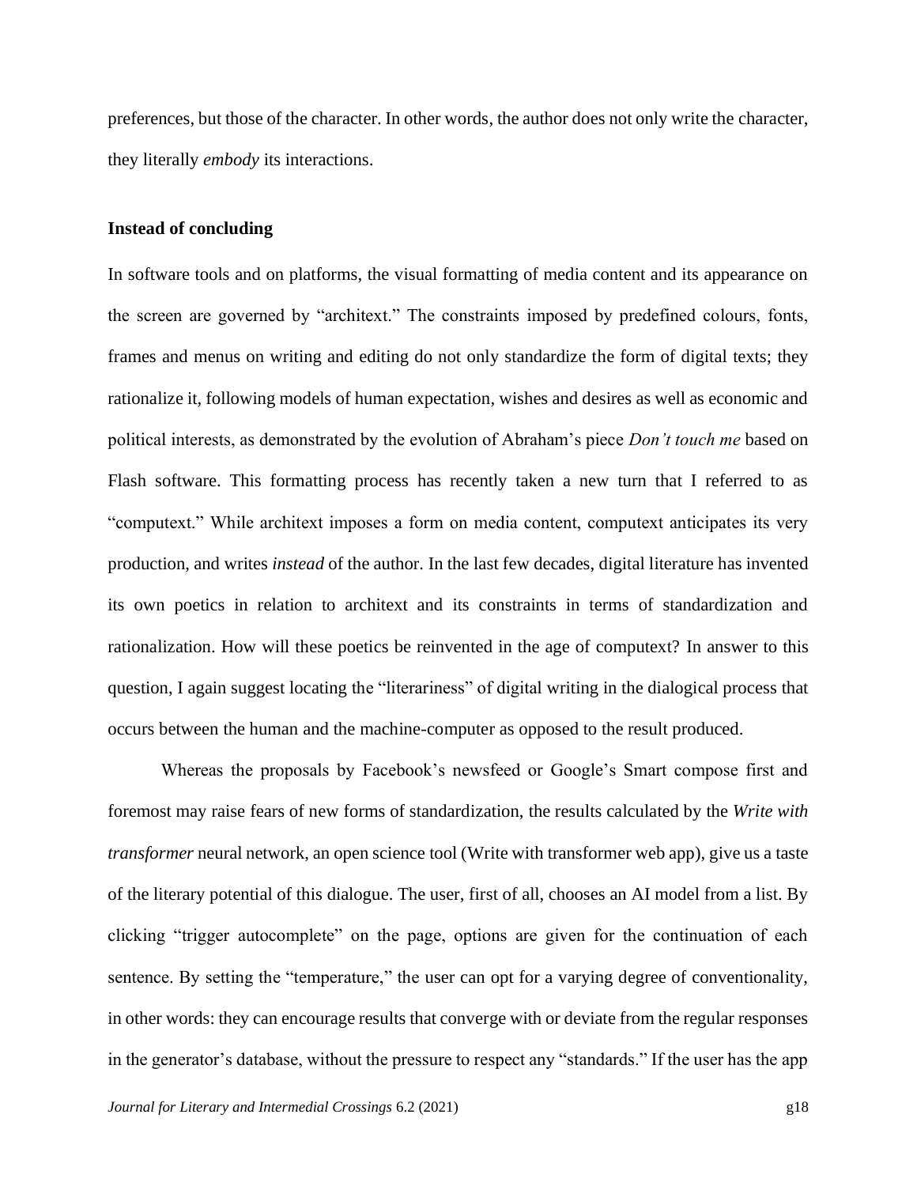preferences, but those of the character. In other words, the author does not only write the character, they literally *embody* its interactions.

**Instead of concluding**

In software tools and on platforms, the visual formatting of media content and its appearance on the screen are governed by "architext." The constraints imposed by predefined colours, fonts, frames and menus on writing and editing do not only standardize the form of digital texts; they rationalize it, following models of human expectation, wishes and desires as well as economic and political interests, as demonstrated by the evolution of Abraham's piece *Don't touch me* based on Flash software. This formatting process has recently taken a new turn that I referred to as "computext." While architext imposes a form on media content, computext anticipates its very production, and writes *instead* of the author. In the last few decades, digital literature has invented its own poetics in relation to architext and its constraints in terms of standardization and rationalization. How will these poetics be reinvented in the age of computext? In answer to this question, I again suggest locating the "literariness" of digital writing in the dialogical process that occurs between the human and the machine-computer as opposed to the result produced.

Whereas the proposals by Facebook's newsfeed or Google's Smart compose first and foremost may raise fears of new forms of standardization, the results calculated by the *Write with transformer* neural network, an open science tool (Write with transformer web app), give us a taste of the literary potential of this dialogue. The user, first of all, chooses an AI model from a list. By clicking "trigger autocomplete" on the page, options are given for the continuation of each sentence. By setting the "temperature," the user can opt for a varying degree of conventionality, in other words: they can encourage results that converge with or deviate from the regular responses in the generator's database, without the pressure to respect any "standards." If the user has the app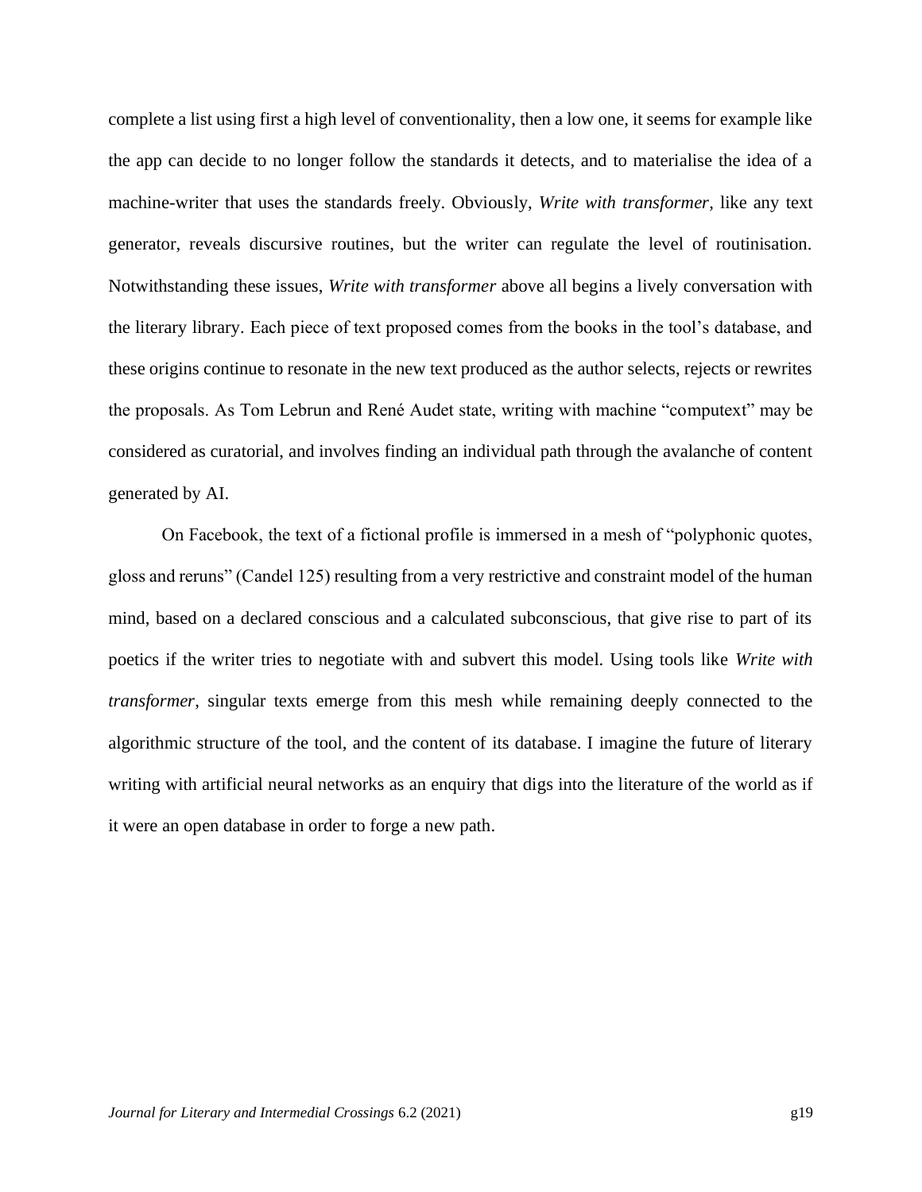complete a list using first a high level of conventionality, then a low one, it seems for example like the app can decide to no longer follow the standards it detects, and to materialise the idea of a machine-writer that uses the standards freely. Obviously, *Write with transformer*, like any text generator, reveals discursive routines, but the writer can regulate the level of routinisation. Notwithstanding these issues, *Write with transformer* above all begins a lively conversation with the literary library. Each piece of text proposed comes from the books in the tool's database, and these origins continue to resonate in the new text produced as the author selects, rejects or rewrites the proposals. As Tom Lebrun and René Audet state, writing with machine "computext" may be considered as curatorial, and involves finding an individual path through the avalanche of content generated by AI.

On Facebook, the text of a fictional profile is immersed in a mesh of "polyphonic quotes, gloss and reruns" (Candel 125) resulting from a very restrictive and constraint model of the human mind, based on a declared conscious and a calculated subconscious, that give rise to part of its poetics if the writer tries to negotiate with and subvert this model. Using tools like *Write with transformer*, singular texts emerge from this mesh while remaining deeply connected to the algorithmic structure of the tool, and the content of its database. I imagine the future of literary writing with artificial neural networks as an enquiry that digs into the literature of the world as if it were an open database in order to forge a new path.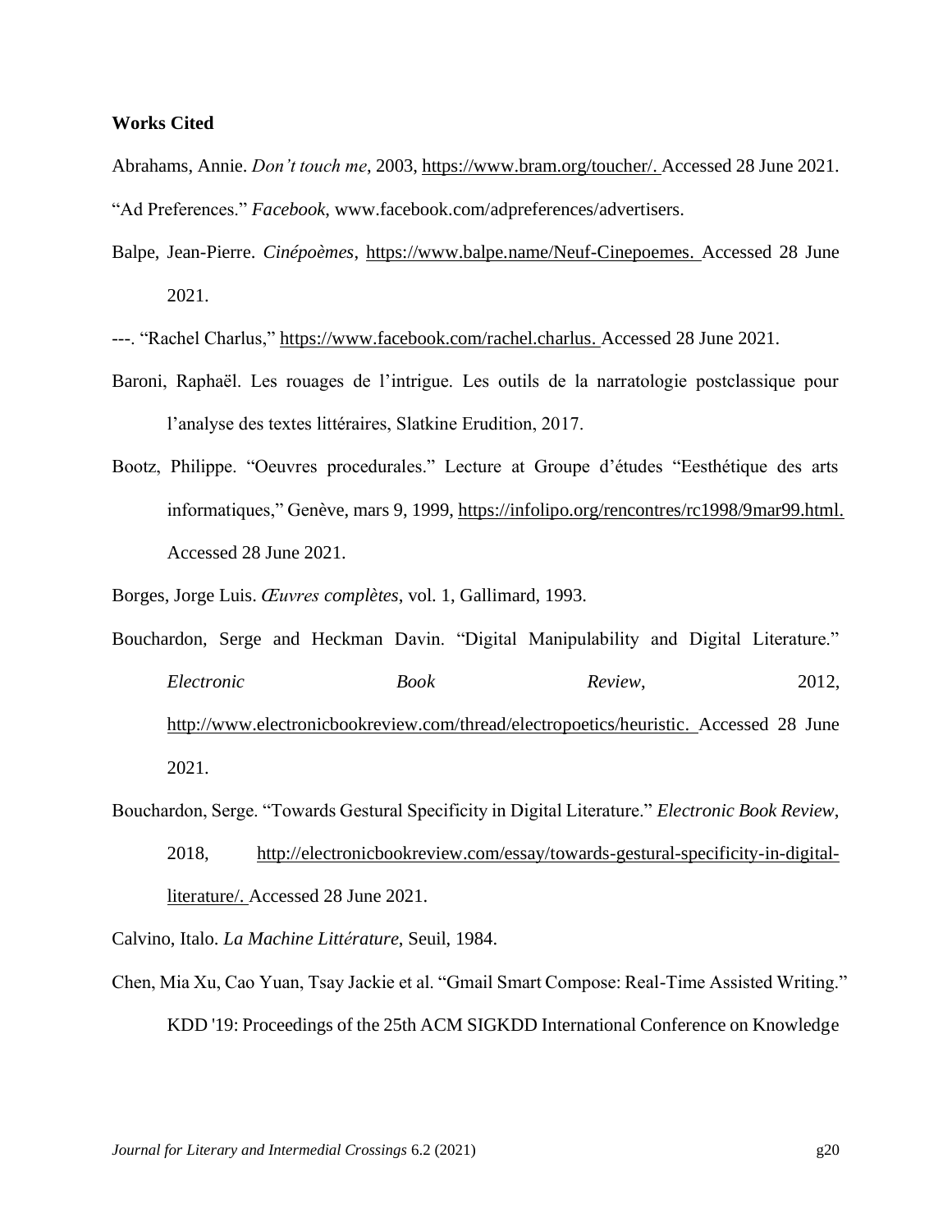**Works Cited**

Abrahams, Annie. *Don't touch me*, 2003, https://www.bram.org/toucher/. Accessed 28 June 2021.

"Ad Preferences." *Facebook*, www.facebook.com/adpreferences/advertisers.

Balpe, Jean-Pierre. *Cinépoèmes*, https://www.balpe.name/Neuf-Cinepoemes. Accessed 28 June 2021.

---. "Rachel Charlus," https://www.facebook.com/rachel.charlus. Accessed 28 June 2021.

Baroni, Raphaël. Les rouages de l'intrigue. Les outils de la narratologie postclassique pour l'analyse des textes littéraires, Slatkine Erudition, 2017.

Bootz, Philippe. "Oeuvres procedurales." Lecture at Groupe d'études "Eesthétique des arts informatiques," Genève, mars 9, 1999, https://infolipo.org/rencontres/rc1998/9mar99.html. Accessed 28 June 2021.

Borges, Jorge Luis. *Œuvres complètes*, vol. 1, Gallimard, 1993.

Bouchardon, Serge and Heckman Davin. "Digital Manipulability and Digital Literature." *Electronic Book Review*, 2012, http://www.electronicbookreview.com/thread/electropoetics/heuristic. Accessed 28 June 2021.

Bouchardon, Serge. "Towards Gestural Specificity in Digital Literature." *Electronic Book Review*, 2018, http://electronicbookreview.com/essay/towards-gestural-specificity-in-digital-literature/. Accessed 28 June 2021.

Calvino, Italo. *La Machine Littérature*, Seuil, 1984.

Chen, Mia Xu, Cao Yuan, Tsay Jackie et al. "Gmail Smart Compose: Real-Time Assisted Writing." KDD '19: Proceedings of the 25th ACM SIGKDD International Conference on Knowledge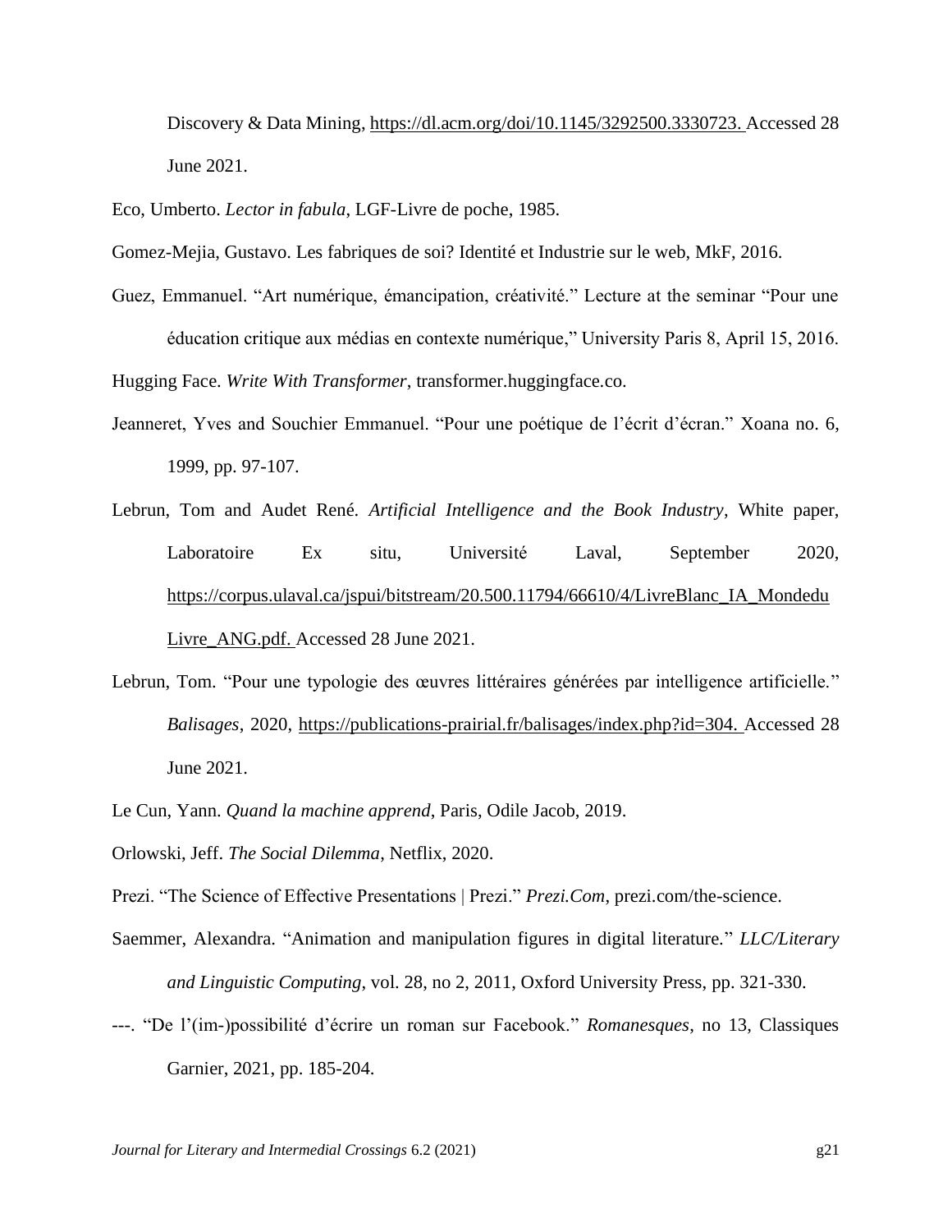Discovery & Data Mining, https://dl.acm.org/doi/10.1145/3292500.3330723. Accessed 28 June 2021.

Eco, Umberto. *Lector in fabula*, LGF-Livre de poche, 1985.

Gomez-Mejia, Gustavo. Les fabriques de soi? Identité et Industrie sur le web, MkF, 2016.

Guez, Emmanuel. "Art numérique, émancipation, créativité." Lecture at the seminar "Pour une éducation critique aux médias en contexte numérique," University Paris 8, April 15, 2016.

Hugging Face. *Write With Transformer*, transformer.huggingface.co.

Jeanneret, Yves and Souchier Emmanuel. "Pour une poétique de l'écrit d'écran." Xoana no. 6, 1999, pp. 97-107.

Lebrun, Tom and Audet René. *Artificial Intelligence and the Book Industry*, White paper, Laboratoire Ex situ, Université Laval, September 2020, https://corpus.ulaval.ca/jspui/bitstream/20.500.11794/66610/4/LivreBlanc_IA_MondeduLivre_ANG.pdf. Accessed 28 June 2021.

Lebrun, Tom. "Pour une typologie des œuvres littéraires générées par intelligence artificielle." *Balisages*, 2020, https://publications-prairial.fr/balisages/index.php?id=304. Accessed 28 June 2021.

Le Cun, Yann. *Quand la machine apprend*, Paris, Odile Jacob, 2019.

Orlowski, Jeff. *The Social Dilemma*, Netflix, 2020.

Prezi. "The Science of Effective Presentations | Prezi." *Prezi.Com*, prezi.com/the-science.

Saemmer, Alexandra. "Animation and manipulation figures in digital literature." *LLC/Literary and Linguistic Computing*, vol. 28, no 2, 2011, Oxford University Press, pp. 321-330.

---. "De l'(im-)possibilité d'écrire un roman sur Facebook." *Romanesques*, no 13, Classiques Garnier, 2021, pp. 185-204.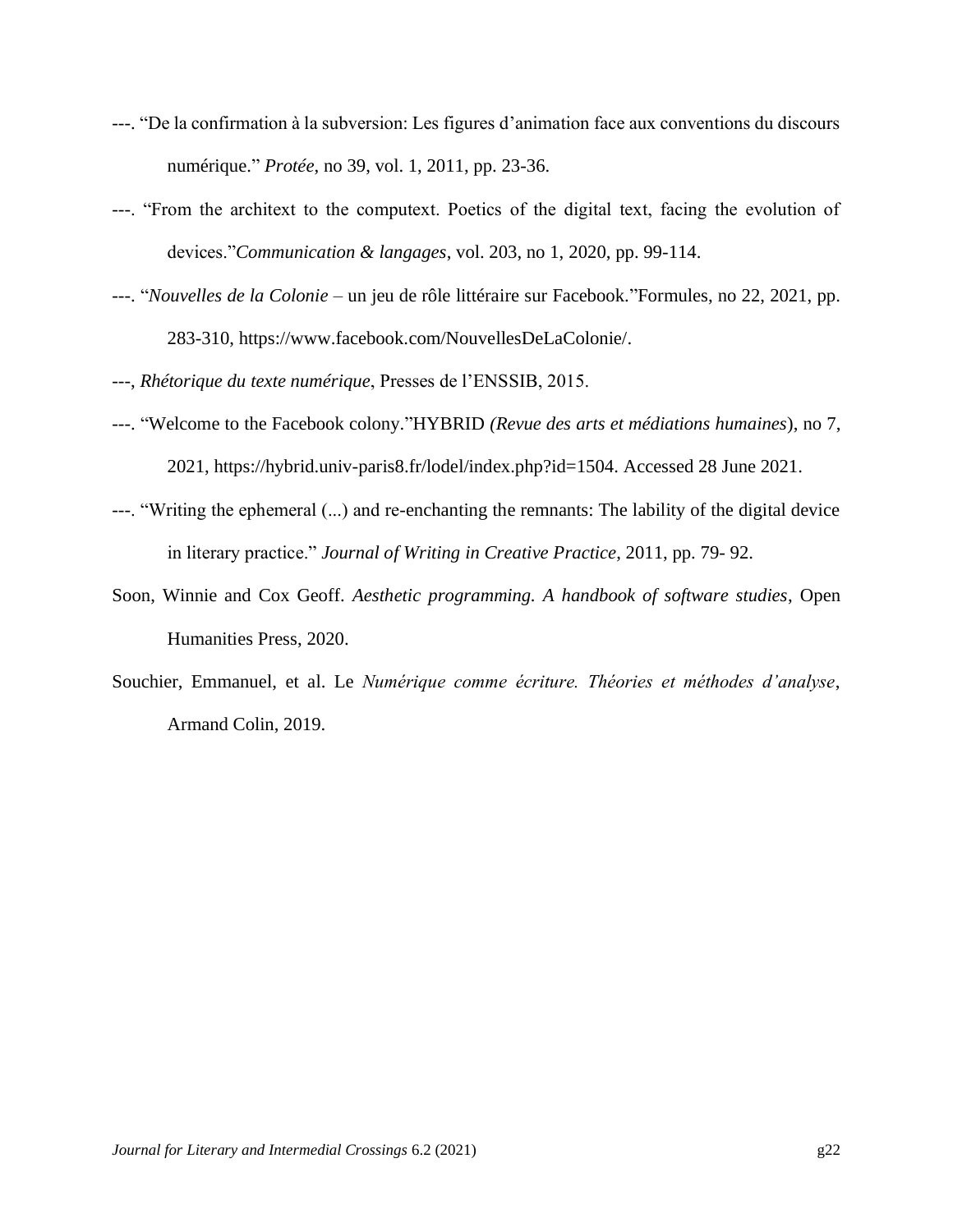---. "De la confirmation à la subversion: Les figures d'animation face aux conventions du discours numérique." *Protée*, no 39, vol. 1, 2011, pp. 23-36.

---. "From the architext to the computext. Poetics of the digital text, facing the evolution of devices."*Communication & langages*, vol. 203, no 1, 2020, pp. 99-114.

---. "*Nouvelles de la Colonie* – un jeu de rôle littéraire sur Facebook."Formules, no 22, 2021, pp. 283-310, https://www.facebook.com/NouvellesDeLaColonie/.

---, *Rhétorique du texte numérique*, Presses de l'ENSSIB, 2015.

---. "Welcome to the Facebook colony."HYBRID *(Revue des arts et médiations humaines*), no 7, 2021, https://hybrid.univ-paris8.fr/lodel/index.php?id=1504. Accessed 28 June 2021.

---. "Writing the ephemeral (...) and re-enchanting the remnants: The lability of the digital device in literary practice." *Journal of Writing in Creative Practice*, 2011, pp. 79- 92.

Soon, Winnie and Cox Geoff. *Aesthetic programming. A handbook of software studies*, Open Humanities Press, 2020.

Souchier, Emmanuel, et al. Le *Numérique comme écriture. Théories et méthodes d'analyse*, Armand Colin, 2019.